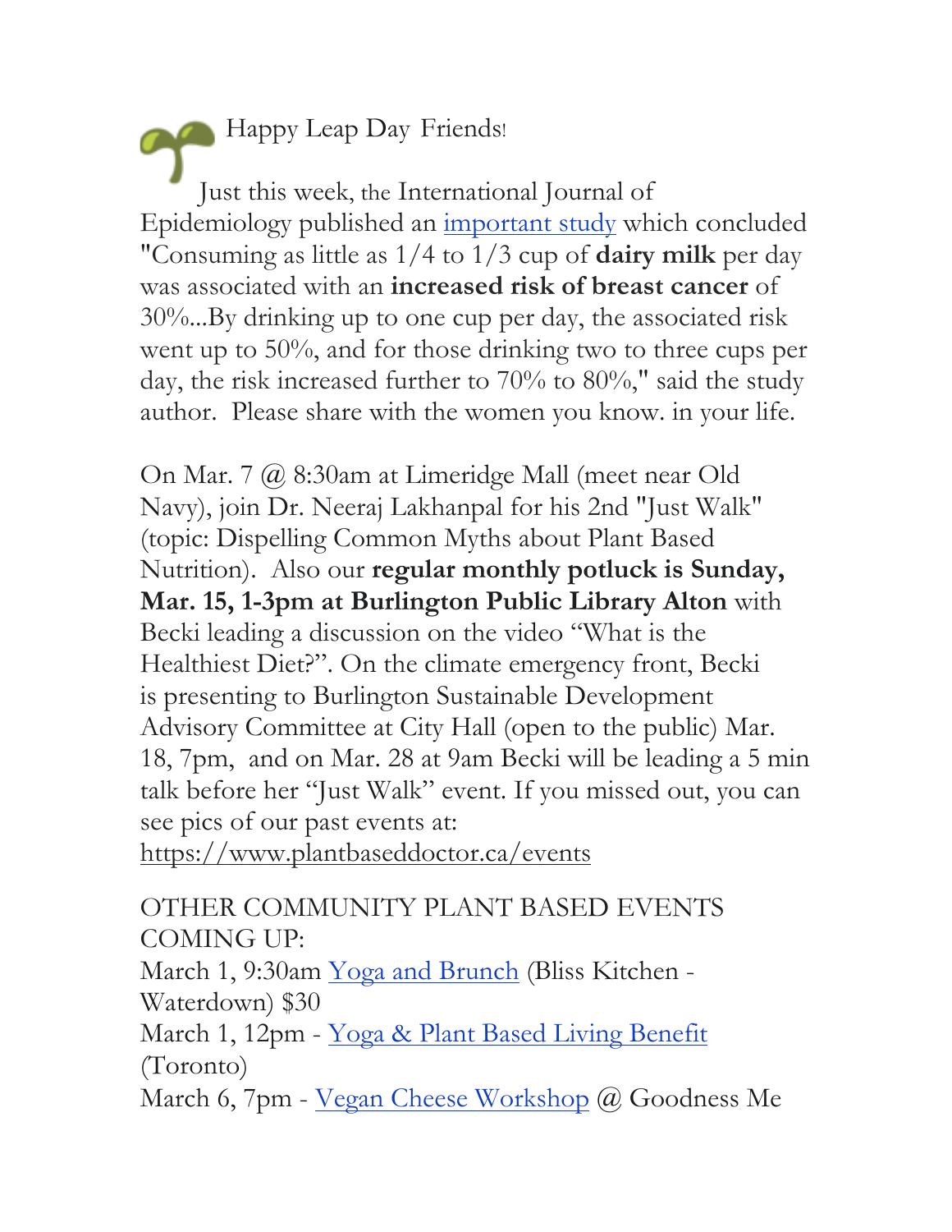Happy Leap Day Friends!

Just this week, the International Journal of Epidemiology published an important study which concluded "Consuming as little as 1/4 to 1/3 cup of **dairy milk** per day was associated with an **increased risk of breast cancer** of 30%...By drinking up to one cup per day, the associated risk went up to 50%, and for those drinking two to three cups per day, the risk increased further to 70% to 80%," said the study author. Please share with the women you know. in your life.

On Mar. 7 @ 8:30am at Limeridge Mall (meet near Old Navy), join Dr. Neeraj Lakhanpal for his 2nd "Just Walk" (topic: Dispelling Common Myths about Plant Based Nutrition). Also our **regular monthly potluck is Sunday, Mar. 15, 1-3pm at Burlington Public Library Alton** with Becki leading a discussion on the video "What is the Healthiest Diet?". On the climate emergency front, Becki is presenting to Burlington Sustainable Development Advisory Committee at City Hall (open to the public) Mar. 18, 7pm, and on Mar. 28 at 9am Becki will be leading a 5 min talk before her "Just Walk" event. If you missed out, you can see pics of our past events at: https://www.plantbaseddoctor.ca/events

OTHER COMMUNITY PLANT BASED EVENTS COMING UP:
March 1, 9:30am Yoga and Brunch (Bliss Kitchen - Waterdown) $30
March 1, 12pm - Yoga & Plant Based Living Benefit (Toronto)
March 6, 7pm - Vegan Cheese Workshop @ Goodness Me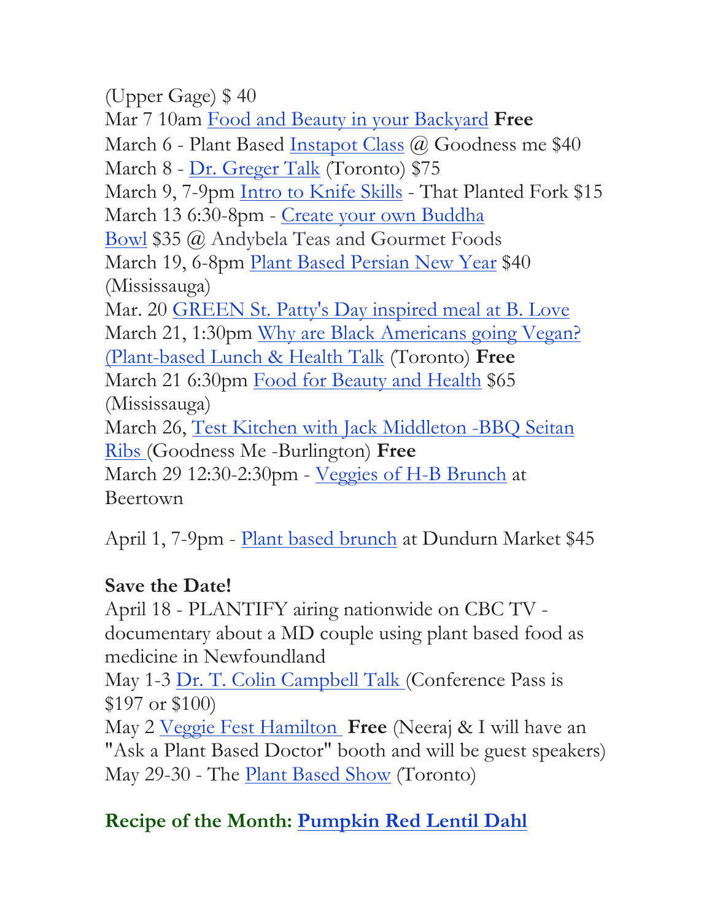(Upper Gage) $ 40
Mar 7 10am Food and Beauty in your Backyard **Free**
March 6 - Plant Based Instapot Class @ Goodness me $40
March 8 - Dr. Greger Talk (Toronto) $75
March 9, 7-9pm Intro to Knife Skills - That Planted Fork $15
March 13 6:30-8pm - Create your own Buddha Bowl $35 @ Andybela Teas and Gourmet Foods
March 19, 6-8pm Plant Based Persian New Year $40 (Mississauga)
Mar. 20 GREEN St. Patty's Day inspired meal at B. Love
March 21, 1:30pm Why are Black Americans going Vegan? (Plant-based Lunch & Health Talk (Toronto) **Free**
March 21 6:30pm Food for Beauty and Health $65 (Mississauga)
March 26, Test Kitchen with Jack Middleton -BBQ Seitan Ribs (Goodness Me -Burlington) **Free**
March 29 12:30-2:30pm - Veggies of H-B Brunch at Beertown

April 1, 7-9pm - Plant based brunch at Dundurn Market $45

**Save the Date!**
April 18 - PLANTIFY airing nationwide on CBC TV - documentary about a MD couple using plant based food as medicine in Newfoundland
May 1-3 Dr. T. Colin Campbell Talk (Conference Pass is $197 or $100)
May 2 Veggie Fest Hamilton **Free** (Neeraj & I will have an "Ask a Plant Based Doctor" booth and will be guest speakers)
May 29-30 - The Plant Based Show (Toronto)

## Recipe of the Month: Pumpkin Red Lentil Dahl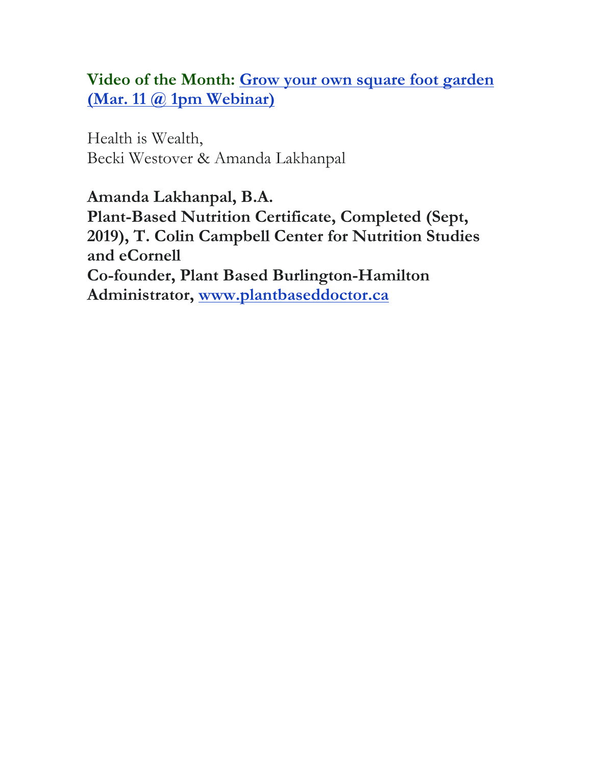**Video of the Month:** **[Grow your own square foot garden (Mar. 11 @ 1pm Webinar)]**

Health is Wealth,
Becki Westover & Amanda Lakhanpal

**Amanda Lakhanpal, B.A.**
**Plant-Based Nutrition Certificate, Completed (Sept, 2019), T. Colin Campbell Center for Nutrition Studies and eCornell**
**Co-founder, Plant Based Burlington-Hamilton**
**Administrator, www.plantbaseddoctor.ca**